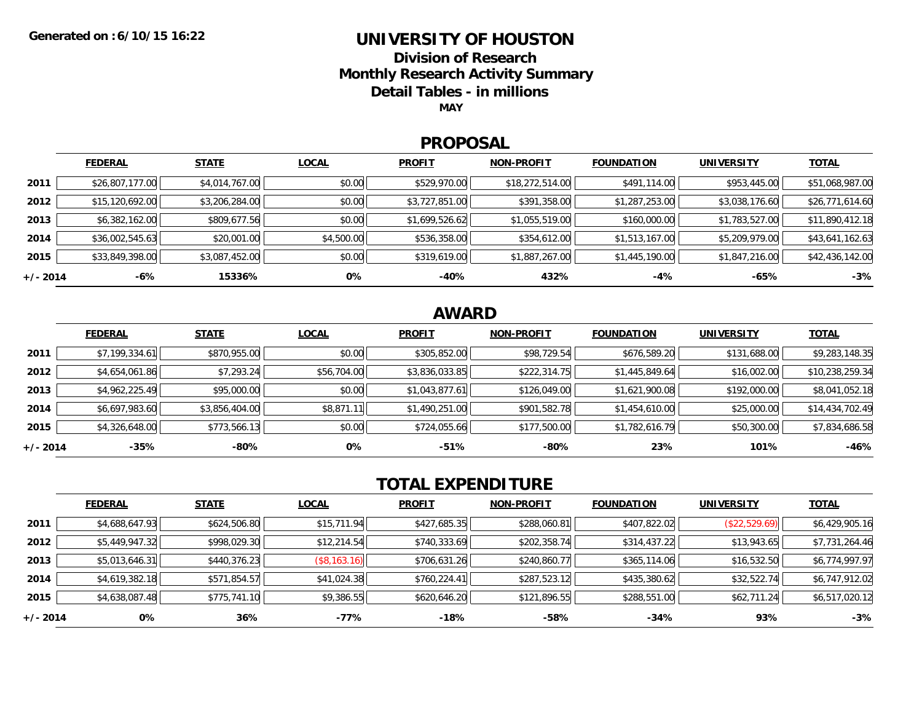Generated on : 6/10/15 16:22

# UNIVERSITY OF HOUSTON

## Division of Research

## Monthly Research Activity Summary

## Detail Tables - in millions

**MAY**

## PROPOSAL

| | FEDERAL | STATE | LOCAL | PROFIT | NON-PROFIT | FOUNDATION | UNIVERSITY | TOTAL |
|---|---|---|---|---|---|---|---|---|
| **2011** | $26,807,177.00 | $4,014,767.00 | $0.00 | $529,970.00 | $18,272,514.00 | $491,114.00 | $953,445.00 | $51,068,987.00 |
| **2012** | $15,120,692.00 | $3,206,284.00 | $0.00 | $3,727,851.00 | $391,358.00 | $1,287,253.00 | $3,038,176.60 | $26,771,614.60 |
| **2013** | $6,382,162.00 | $809,677.56 | $0.00 | $1,699,526.62 | $1,055,519.00 | $160,000.00 | $1,783,527.00 | $11,890,412.18 |
| **2014** | $36,002,545.63 | $20,001.00 | $4,500.00 | $536,358.00 | $354,612.00 | $1,513,167.00 | $5,209,979.00 | $43,641,162.63 |
| **2015** | $33,849,398.00 | $3,087,452.00 | $0.00 | $319,619.00 | $1,887,267.00 | $1,445,190.00 | $1,847,216.00 | $42,436,142.00 |
| **+/- 2014** | **-6%** | **15336%** | **0%** | **-40%** | **432%** | **-4%** | **-65%** | **-3%** |

## AWARD

| | FEDERAL | STATE | LOCAL | PROFIT | NON-PROFIT | FOUNDATION | UNIVERSITY | TOTAL |
|---|---|---|---|---|---|---|---|---|
| **2011** | $7,199,334.61 | $870,955.00 | $0.00 | $305,852.00 | $98,729.54 | $676,589.20 | $131,688.00 | $9,283,148.35 |
| **2012** | $4,654,061.86 | $7,293.24 | $56,704.00 | $3,836,033.85 | $222,314.75 | $1,445,849.64 | $16,002.00 | $10,238,259.34 |
| **2013** | $4,962,225.49 | $95,000.00 | $0.00 | $1,043,877.61 | $126,049.00 | $1,621,900.08 | $192,000.00 | $8,041,052.18 |
| **2014** | $6,697,983.60 | $3,856,404.00 | $8,871.11 | $1,490,251.00 | $901,582.78 | $1,454,610.00 | $25,000.00 | $14,434,702.49 |
| **2015** | $4,326,648.00 | $773,566.13 | $0.00 | $724,055.66 | $177,500.00 | $1,782,616.79 | $50,300.00 | $7,834,686.58 |
| **+/- 2014** | **-35%** | **-80%** | **0%** | **-51%** | **-80%** | **23%** | **101%** | **-46%** |

## TOTAL EXPENDITURE

| | FEDERAL | STATE | LOCAL | PROFIT | NON-PROFIT | FOUNDATION | UNIVERSITY | TOTAL |
|---|---|---|---|---|---|---|---|---|
| **2011** | $4,688,647.93 | $624,506.80 | $15,711.94 | $427,685.35 | $288,060.81 | $407,822.02 | ($22,529.69) | $6,429,905.16 |
| **2012** | $5,449,947.32 | $998,029.30 | $12,214.54 | $740,333.69 | $202,358.74 | $314,437.22 | $13,943.65 | $7,731,264.46 |
| **2013** | $5,013,646.31 | $440,376.23 | ($8,163.16) | $706,631.26 | $240,860.77 | $365,114.06 | $16,532.50 | $6,774,997.97 |
| **2014** | $4,619,382.18 | $571,854.57 | $41,024.38 | $760,224.41 | $287,523.12 | $435,380.62 | $32,522.74 | $6,747,912.02 |
| **2015** | $4,638,087.48 | $775,741.10 | $9,386.55 | $620,646.20 | $121,896.55 | $288,551.00 | $62,711.24 | $6,517,020.12 |
| **+/- 2014** | **0%** | **36%** | **-77%** | **-18%** | **-58%** | **-34%** | **93%** | **-3%** |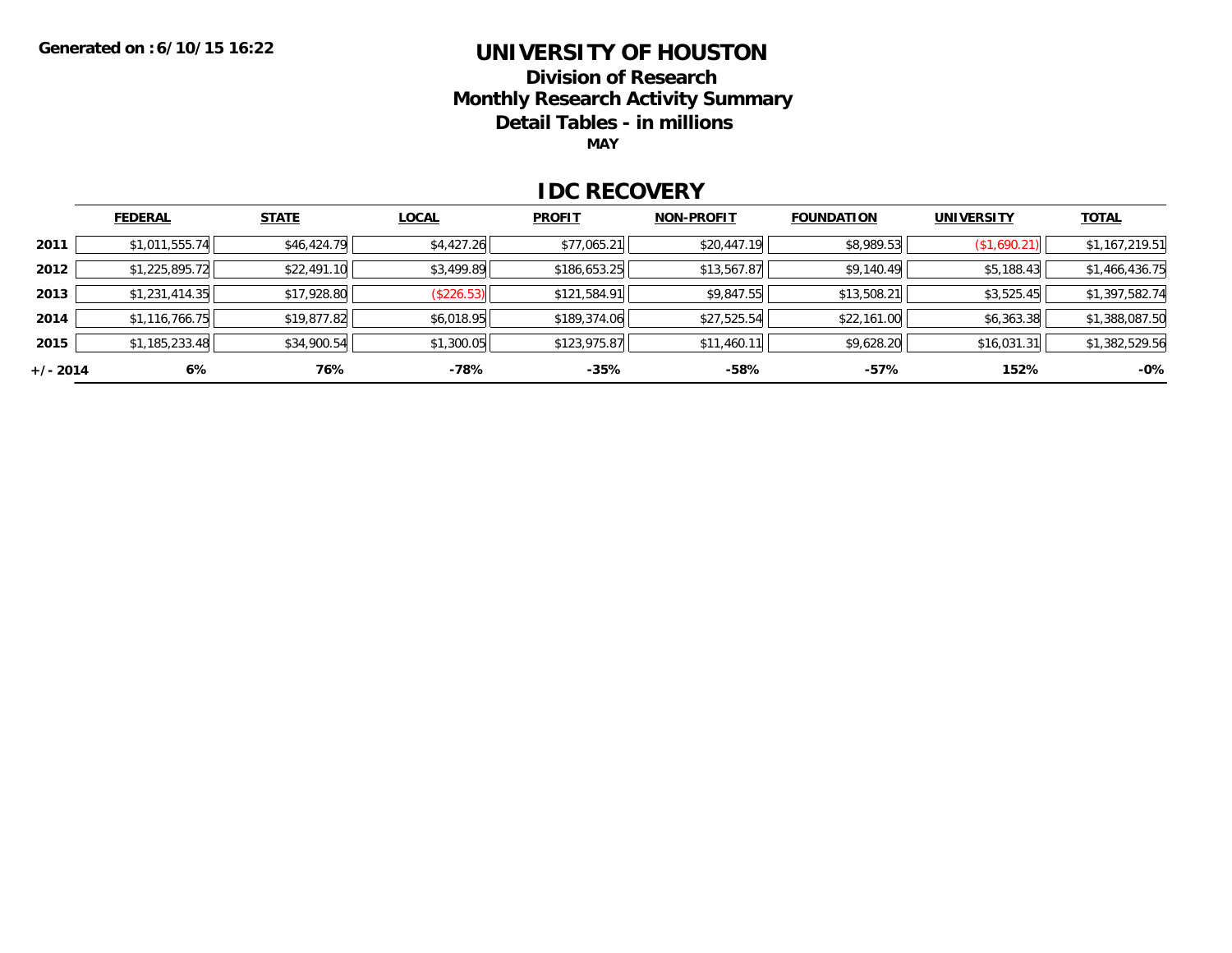Generated on :6/10/15 16:22

# UNIVERSITY OF HOUSTON

## Division of Research

## Monthly Research Activity Summary

## Detail Tables - in millions

**MAY**

## IDC RECOVERY

| | FEDERAL | STATE | LOCAL | PROFIT | NON-PROFIT | FOUNDATION | UNIVERSITY | TOTAL |
|---|---|---|---|---|---|---|---|---|
| **2011** | $1,011,555.74 | $46,424.79 | $4,427.26 | $77,065.21 | $20,447.19 | $8,989.53 | ($1,690.21) | $1,167,219.51 |
| **2012** | $1,225,895.72 | $22,491.10 | $3,499.89 | $186,653.25 | $13,567.87 | $9,140.49 | $5,188.43 | $1,466,436.75 |
| **2013** | $1,231,414.35 | $17,928.80 | ($226.53) | $121,584.91 | $9,847.55 | $13,508.21 | $3,525.45 | $1,397,582.74 |
| **2014** | $1,116,766.75 | $19,877.82 | $6,018.95 | $189,374.06 | $27,525.54 | $22,161.00 | $6,363.38 | $1,388,087.50 |
| **2015** | $1,185,233.48 | $34,900.54 | $1,300.05 | $123,975.87 | $11,460.11 | $9,628.20 | $16,031.31 | $1,382,529.56 |
| **+/- 2014** | **6%** | **76%** | **-78%** | **-35%** | **-58%** | **-57%** | **152%** | **-0%** |